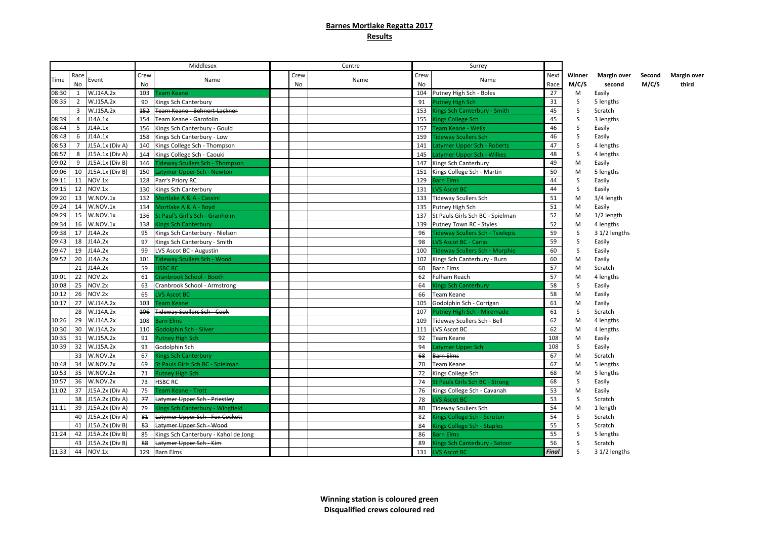**Barnes Mortlake Regatta 2017**

**Results**

| | | | Middlesex | | Centre | | Surrey | | | | | | |
|---|---|---|---|---|---|---|---|---|---|---|---|---|---|
| Time | Race No | Event | Crew No | Name | Crew No | Name | Crew No | Name | Next Race | Winner M/C/S | Margin over second | Second M/C/S | Margin over third |
| 08:30 | 1 | W.J14A.2x | 103 | Team Keane | | | 104 | Putney High Sch - Boles | 27 | M | Easily | | |
| 08:35 | 2 | W.J15A.2x | 90 | Kings Sch Canterbury | | | 91 | Putney High Sch | 31 | S | 5 lengths | | |
| | 3 | W.J15A.2x | ~~152~~ | ~~Team Keane - Behnert-Lackner~~ | | | 153 | Kings Sch Canterbury - Smith | 45 | S | Scratch | | |
| 08:39 | 4 | J14A.1x | 154 | Team Keane - Garofolin | | | 155 | Kings College Sch | 45 | S | 3 lengths | | |
| 08:44 | 5 | J14A.1x | 156 | Kings Sch Canterbury - Gould | | | 157 | Team Keane - Wells | 46 | S | Easily | | |
| 08:48 | 6 | J14A.1x | 158 | Kings Sch Canterbury - Low | | | 159 | Tideway Scullers Sch | 46 | S | Easily | | |
| 08:53 | 7 | J15A.1x (Div A) | 140 | Kings College Sch - Thompson | | | 141 | Latymer Upper Sch - Roberts | 47 | S | 4 lengths | | |
| 08:57 | 8 | J15A.1x (Div A) | 144 | Kings College Sch - Caouki | | | 145 | Latymer Upper Sch - Wilkes | 48 | S | 4 lengths | | |
| 09:02 | 9 | J15A.1x (Div B) | 146 | Tideway Scullers Sch - Thompson | | | 147 | Kings Sch Canterbury | 49 | M | Easily | | |
| 09:06 | 10 | J15A.1x (Div B) | 150 | Latymer Upper Sch - Newton | | | 151 | Kings College Sch - Martin | 50 | M | 5 lengths | | |
| 09:11 | 11 | NOV.1x | 128 | Parr's Priory RC | | | 129 | Barn Elms | 44 | S | Easily | | |
| 09:15 | 12 | NOV.1x | 130 | Kings Sch Canterbury | | | 131 | LVS Ascot BC | 44 | S | Easily | | |
| 09:20 | 13 | W.NOV.1x | 132 | Mortlake A & A - Cassini | | | 133 | Tideway Scullers Sch | 51 | M | 3/4 length | | |
| 09:24 | 14 | W.NOV.1x | 134 | Mortlake A & A - Boyd | | | 135 | Putney High Sch | 51 | M | Easily | | |
| 09:29 | 15 | W.NOV.1x | 136 | St Paul's Girl's Sch - Granholm | | | 137 | St Pauls Girls Sch BC - Spielman | 52 | M | 1/2 length | | |
| 09:34 | 16 | W.NOV.1x | 138 | Kings Sch Canterbury | | | 139 | Putney Town RC - Styles | 52 | M | 4 lengths | | |
| 09:38 | 17 | J14A.2x | 95 | Kings Sch Canterbury - Nielson | | | 96 | Tideway Scullers Sch - Tsielepis | 59 | S | 3 1/2 lengths | | |
| 09:43 | 18 | J14A.2x | 97 | Kings Sch Canterbury - Smith | | | 98 | LVS Ascot BC - Cariss | 59 | S | Easily | | |
| 09:47 | 19 | J14A.2x | 99 | LVS Ascot BC - Augustin | | | 100 | Tideway Scullers Sch - Murphie | 60 | S | Easily | | |
| 09:52 | 20 | J14A.2x | 101 | Tideway Scullers Sch - Wood | | | 102 | Kings Sch Canterbury - Burn | 60 | M | Easily | | |
| | 21 | J14A.2x | 59 | HSBC RC | | | ~~60~~ | ~~Barn Elms~~ | 57 | M | Scratch | | |
| 10:01 | 22 | NOV.2x | 61 | Cranbrook School - Booth | | | 62 | Fulham Reach | 57 | M | 4 lengths | | |
| 10:08 | 25 | NOV.2x | 63 | Cranbrook School - Armstrong | | | 64 | Kings Sch Canterbury | 58 | S | Easily | | |
| 10:12 | 26 | NOV.2x | 65 | LVS Ascot BC | | | 66 | Team Keane | 58 | M | Easily | | |
| 10:17 | 27 | W.J14A.2x | 103 | Team Keane | | | 105 | Godolphin Sch - Corrigan | 61 | M | Easily | | |
| | 28 | W.J14A.2x | ~~106~~ | ~~Tideway Scullers Sch - Cook~~ | | | 107 | Putney High Sch - Miremade | 61 | S | Scratch | | |
| 10:26 | 29 | W.J14A.2x | 108 | Barn Elms | | | 109 | Tideway Scullers Sch - Bell | 62 | M | 4 lengths | | |
| 10:30 | 30 | W.J14A.2x | 110 | Godolphin Sch - Silver | | | 111 | LVS Ascot BC | 62 | M | 4 lengths | | |
| 10:35 | 31 | W.J15A.2x | 91 | Putney High Sch | | | 92 | Team Keane | 108 | M | Easily | | |
| 10:39 | 32 | W.J15A.2x | 93 | Godolphin Sch | | | 94 | Latymer Upper Sch | 108 | S | Easily | | |
| | 33 | W.NOV.2x | 67 | Kings Sch Canterbury | | | ~~68~~ | ~~Barn Elms~~ | 67 | M | Scratch | | |
| 10:48 | 34 | W.NOV.2x | 69 | St Pauls Girls Sch BC - Spielman | | | 70 | Team Keane | 67 | M | 5 lengths | | |
| 10:53 | 35 | W.NOV.2x | 71 | Putney High Sch | | | 72 | Kings College Sch | 68 | M | 5 lengths | | |
| 10:57 | 36 | W.NOV.2x | 73 | HSBC RC | | | 74 | St Pauls Girls Sch BC - Strong | 68 | S | Easily | | |
| 11:02 | 37 | J15A.2x (Div A) | 75 | Team Keane - Trott | | | 76 | Kings College Sch - Cavanah | 53 | M | Easily | | |
| | 38 | J15A.2x (Div A) | ~~77~~ | ~~Latymer Upper Sch - Priestley~~ | | | 78 | LVS Ascot BC | 53 | S | Scratch | | |
| 11:11 | 39 | J15A.2x (Div A) | 79 | Kings Sch Canterbury - Wingfield | | | 80 | Tideway Scullers Sch | 54 | M | 1 length | | |
| | 40 | J15A.2x (Div A) | ~~81~~ | ~~Latymer Upper Sch - Fox Cockett~~ | | | 82 | Kings College Sch - Scruton | 54 | S | Scratch | | |
| | 41 | J15A.2x (Div B) | ~~83~~ | ~~Latymer Upper Sch - Wood~~ | | | 84 | Kings College Sch - Staples | 55 | S | Scratch | | |
| 11:24 | 42 | J15A.2x (Div B) | 85 | Kings Sch Canterbury - Kahol de Jong | | | 86 | Barn Elms | 55 | S | 5 lengths | | |
| | 43 | J15A.2x (Div B) | ~~88~~ | ~~Latymer Upper Sch - Kim~~ | | | 89 | Kings Sch Canterbury - Satoor | 56 | S | Scratch | | |
| 11:33 | 44 | NOV.1x | 129 | Barn Elms | | | 131 | LVS Ascot BC | ***Final*** | S | 3 1/2 lengths | | |

**Winning station is coloured green**
**Disqualified crews coloured red**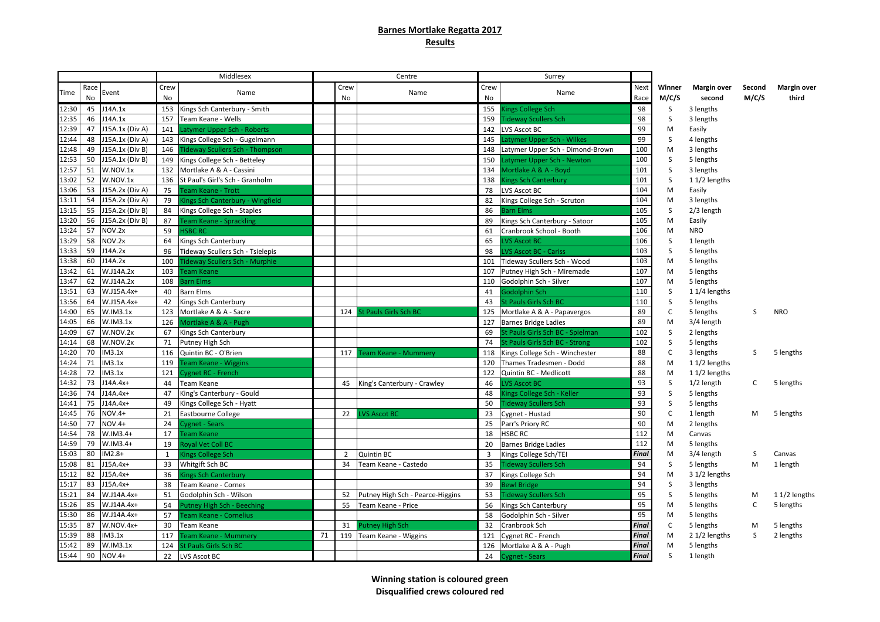## Barnes Mortlake Regatta 2017

### Results

| Time | Race No | Event | Middlesex Crew No | Middlesex Name | | Centre Crew No | Centre Name | Surrey Crew No | Surrey Name | Next Race | Winner M/C/S | Margin over second | Second M/C/S | Margin over third |
|---|---|---|---|---|---|---|---|---|---|---|---|---|---|---|
| 12:30 | 45 | J14A.1x | 153 | Kings Sch Canterbury - Smith | | | | 155 | Kings College Sch | 98 | S | 3 lengths | | |
| 12:35 | 46 | J14A.1x | 157 | Team Keane - Wells | | | | 159 | Tideway Scullers Sch | 98 | S | 3 lengths | | |
| 12:39 | 47 | J15A.1x (Div A) | 141 | Latymer Upper Sch - Roberts | | | | 142 | LVS Ascot BC | 99 | M | Easily | | |
| 12:44 | 48 | J15A.1x (Div A) | 143 | Kings College Sch - Gugelmann | | | | 145 | Latymer Upper Sch - Wilkes | 99 | S | 4 lengths | | |
| 12:48 | 49 | J15A.1x (Div B) | 146 | Tideway Scullers Sch - Thompson | | | | 148 | Latymer Upper Sch - Dimond-Brown | 100 | M | 3 lengths | | |
| 12:53 | 50 | J15A.1x (Div B) | 149 | Kings College Sch - Betteley | | | | 150 | Latymer Upper Sch - Newton | 100 | S | 5 lengths | | |
| 12:57 | 51 | W.NOV.1x | 132 | Mortlake A & A - Cassini | | | | 134 | Mortlake A & A - Boyd | 101 | S | 3 lengths | | |
| 13:02 | 52 | W.NOV.1x | 136 | St Paul's Girl's Sch - Granholm | | | | 138 | Kings Sch Canterbury | 101 | S | 1 1/2 lengths | | |
| 13:06 | 53 | J15A.2x (Div A) | 75 | Team Keane - Trott | | | | 78 | LVS Ascot BC | 104 | M | Easily | | |
| 13:11 | 54 | J15A.2x (Div A) | 79 | Kings Sch Canterbury - Wingfield | | | | 82 | Kings College Sch - Scruton | 104 | M | 3 lengths | | |
| 13:15 | 55 | J15A.2x (Div B) | 84 | Kings College Sch - Staples | | | | 86 | Barn Elms | 105 | S | 2/3 length | | |
| 13:20 | 56 | J15A.2x (Div B) | 87 | Team Keane - Sprackling | | | | 89 | Kings Sch Canterbury - Satoor | 105 | M | Easily | | |
| 13:24 | 57 | NOV.2x | 59 | HSBC RC | | | | 61 | Cranbrook School - Booth | 106 | M | NRO | | |
| 13:29 | 58 | NOV.2x | 64 | Kings Sch Canterbury | | | | 65 | LVS Ascot BC | 106 | S | 1 length | | |
| 13:33 | 59 | J14A.2x | 96 | Tideway Scullers Sch - Tsielepis | | | | 98 | LVS Ascot BC - Cariss | 103 | S | 5 lengths | | |
| 13:38 | 60 | J14A.2x | 100 | Tideway Scullers Sch - Murphie | | | | 101 | Tideway Scullers Sch - Wood | 103 | M | 5 lengths | | |
| 13:42 | 61 | W.J14A.2x | 103 | Team Keane | | | | 107 | Putney High Sch - Miremade | 107 | M | 5 lengths | | |
| 13:47 | 62 | W.J14A.2x | 108 | Barn Elms | | | | 110 | Godolphin Sch - Silver | 107 | M | 5 lengths | | |
| 13:51 | 63 | W.J15A.4x+ | 40 | Barn Elms | | | | 41 | Godolphin Sch | 110 | S | 1 1/4 lengths | | |
| 13:56 | 64 | W.J15A.4x+ | 42 | Kings Sch Canterbury | | | | 43 | St Pauls Girls Sch BC | 110 | S | 5 lengths | | |
| 14:00 | 65 | W.IM3.1x | 123 | Mortlake A & A - Sacre | | 124 | St Pauls Girls Sch BC | 125 | Mortlake A & A - Papavergos | 89 | C | 5 lengths | S | NRO |
| 14:05 | 66 | W.IM3.1x | 126 | Mortlake A & A - Pugh | | | | 127 | Barnes Bridge Ladies | 89 | M | 3/4 length | | |
| 14:09 | 67 | W.NOV.2x | 67 | Kings Sch Canterbury | | | | 69 | St Pauls Girls Sch BC - Spielman | 102 | S | 2 lengths | | |
| 14:14 | 68 | W.NOV.2x | 71 | Putney High Sch | | | | 74 | St Pauls Girls Sch BC - Strong | 102 | S | 5 lengths | | |
| 14:20 | 70 | IM3.1x | 116 | Quintin BC - O'Brien | | 117 | Team Keane - Mummery | 118 | Kings College Sch - Winchester | 88 | C | 3 lengths | S | 5 lengths |
| 14:24 | 71 | IM3.1x | 119 | Team Keane - Wiggins | | | | 120 | Thames Tradesmen - Dodd | 88 | M | 1 1/2 lengths | | |
| 14:28 | 72 | IM3.1x | 121 | Cygnet RC - French | | | | 122 | Quintin BC - Medlicott | 88 | M | 1 1/2 lengths | | |
| 14:32 | 73 | J14A.4x+ | 44 | Team Keane | | 45 | King's Canterbury - Crawley | 46 | LVS Ascot BC | 93 | S | 1/2 length | C | 5 lengths |
| 14:36 | 74 | J14A.4x+ | 47 | King's Canterbury - Gould | | | | 48 | Kings College Sch - Keller | 93 | S | 5 lengths | | |
| 14:41 | 75 | J14A.4x+ | 49 | Kings College Sch - Hyatt | | | | 50 | Tideway Scullers Sch | 93 | S | 5 lengths | | |
| 14:45 | 76 | NOV.4+ | 21 | Eastbourne College | | 22 | LVS Ascot BC | 23 | Cygnet - Hustad | 90 | C | 1 length | M | 5 lengths |
| 14:50 | 77 | NOV.4+ | 24 | Cygnet - Sears | | | | 25 | Parr's Priory RC | 90 | M | 2 lengths | | |
| 14:54 | 78 | W.IM3.4+ | 17 | Team Keane | | | | 18 | HSBC RC | 112 | M | Canvas | | |
| 14:59 | 79 | W.IM3.4+ | 19 | Royal Vet Coll BC | | | | 20 | Barnes Bridge Ladies | 112 | M | 5 lengths | | |
| 15:03 | 80 | IM2.8+ | 1 | Kings College Sch | | 2 | Quintin BC | 3 | Kings College Sch/TEI | ***Final*** | M | 3/4 length | S | Canvas |
| 15:08 | 81 | J15A.4x+ | 33 | Whitgift Sch BC | | 34 | Team Keane - Castedo | 35 | Tideway Scullers Sch | 94 | S | 5 lengths | M | 1 length |
| 15:12 | 82 | J15A.4x+ | 36 | Kings Sch Canterbury | | | | 37 | Kings College Sch | 94 | M | 3 1/2 lengths | | |
| 15:17 | 83 | J15A.4x+ | 38 | Team Keane - Cornes | | | | 39 | Bewl Bridge | 94 | S | 3 lengths | | |
| 15:21 | 84 | W.J14A.4x+ | 51 | Godolphin Sch - Wilson | | 52 | Putney High Sch - Pearce-Higgins | 53 | Tideway Scullers Sch | 95 | S | 5 lengths | M | 1 1/2 lengths |
| 15:26 | 85 | W.J14A.4x+ | 54 | Putney High Sch - Beeching | | 55 | Team Keane - Price | 56 | Kings Sch Canterbury | 95 | M | 5 lengths | C | 5 lengths |
| 15:30 | 86 | W.J14A.4x+ | 57 | Team Keane - Cornelius | | | | 58 | Godolphin Sch - Silver | 95 | M | 5 lengths | | |
| 15:35 | 87 | W.NOV.4x+ | 30 | Team Keane | | 31 | Putney High Sch | 32 | Cranbrook Sch | ***Final*** | C | 5 lengths | M | 5 lengths |
| 15:39 | 88 | IM3.1x | 117 | Team Keane - Mummery | 71 | 119 | Team Keane - Wiggins | 121 | Cygnet RC - French | ***Final*** | M | 2 1/2 lengths | S | 2 lengths |
| 15:42 | 89 | W.IM3.1x | 124 | St Pauls Girls Sch BC | | | | 126 | Mortlake A & A - Pugh | ***Final*** | M | 5 lengths | | |
| 15:44 | 90 | NOV.4+ | 22 | LVS Ascot BC | | | | 24 | Cygnet - Sears | ***Final*** | S | 1 length | | |

**Winning station is coloured green**

**Disqualified crews coloured red**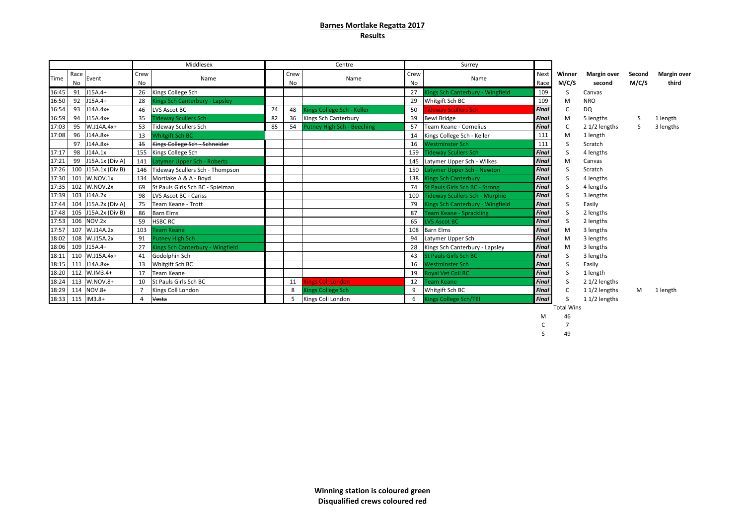# Barnes Mortlake Regatta 2017

## Results

| | | | Middlesex | | Centre | | | Surrey | | | | | | |
|---|---|---|---|---|---|---|---|---|---|---|---|---|---|---|
| Time | Race No | Event | Crew No | Name | | Crew No | Name | Crew No | Name | Next Race | Winner M/C/S | Margin over second | Second M/C/S | Margin over third |
| 16:45 | 91 | J15A.4+ | 26 | Kings College Sch | | | | 27 | Kings Sch Canterbury - Wingfield | 109 | S | Canvas | | |
| 16:50 | 92 | J15A.4+ | 28 | Kings Sch Canterbury - Lapsley | | | | 29 | Whitgift Sch BC | 109 | M | NRO | | |
| 16:54 | 93 | J14A.4x+ | 46 | LVS Ascot BC | 74 | 48 | Kings College Sch - Keller | 50 | Tideway Scullers Sch | *Final* | C | DQ | | |
| 16:59 | 94 | J15A.4x+ | 35 | Tideway Scullers Sch | 82 | 36 | Kings Sch Canterbury | 39 | Bewl Bridge | *Final* | M | 5 lengths | S | 1 length |
| 17:03 | 95 | W.J14A.4x+ | 53 | Tideway Scullers Sch | 85 | 54 | Putney High Sch - Beeching | 57 | Team Keane - Cornelius | *Final* | C | 2 1/2 lengths | S | 3 lengths |
| 17:08 | 96 | J14A.8x+ | 13 | Whitgift Sch BC | | | | 14 | Kings College Sch - Keller | 111 | M | 1 length | | |
| | 97 | J14A.8x+ | ~~15~~ | ~~Kings College Sch - Schneider~~ | | | | 16 | Westminster Sch | 111 | S | Scratch | | |
| 17:17 | 98 | J14A.1x | 155 | Kings College Sch | | | | 159 | Tideway Scullers Sch | *Final* | S | 4 lengths | | |
| 17:21 | 99 | J15A.1x (Div A) | 141 | Latymer Upper Sch - Roberts | | | | 145 | Latymer Upper Sch - Wilkes | *Final* | M | Canvas | | |
| 17:26 | 100 | J15A.1x (Div B) | 146 | Tideway Scullers Sch - Thompson | | | | 150 | Latymer Upper Sch - Newton | *Final* | S | Scratch | | |
| 17:30 | 101 | W.NOV.1x | 134 | Mortlake A & A - Boyd | | | | 138 | Kings Sch Canterbury | *Final* | S | 4 lengths | | |
| 17:35 | 102 | W.NOV.2x | 69 | St Pauls Girls Sch BC - Spielman | | | | 74 | St Pauls Girls Sch BC - Strong | *Final* | S | 4 lengths | | |
| 17:39 | 103 | J14A.2x | 98 | LVS Ascot BC - Cariss | | | | 100 | Tideway Scullers Sch - Murphie | *Final* | S | 3 lengths | | |
| 17:44 | 104 | J15A.2x (Div A) | 75 | Team Keane - Trott | | | | 79 | Kings Sch Canterbury - Wingfield | *Final* | S | Easily | | |
| 17:48 | 105 | J15A.2x (Div B) | 86 | Barn Elms | | | | 87 | Team Keane - Sprackling | *Final* | S | 2 lengths | | |
| 17:53 | 106 | NOV.2x | 59 | HSBC RC | | | | 65 | LVS Ascot BC | *Final* | S | 2 lengths | | |
| 17:57 | 107 | W.J14A.2x | 103 | Team Keane | | | | 108 | Barn Elms | *Final* | M | 3 lengths | | |
| 18:02 | 108 | W.J15A.2x | 91 | Putney High Sch | | | | 94 | Latymer Upper Sch | *Final* | M | 3 lengths | | |
| 18:06 | 109 | J15A.4+ | 27 | Kings Sch Canterbury - Wingfield | | | | 28 | Kings Sch Canterbury - Lapsley | *Final* | M | 3 lengths | | |
| 18:11 | 110 | W.J15A.4x+ | 41 | Godolphin Sch | | | | 43 | St Pauls Girls Sch BC | *Final* | S | 3 lengths | | |
| 18:15 | 111 | J14A.8x+ | 13 | Whitgift Sch BC | | | | 16 | Westminster Sch | *Final* | S | Easily | | |
| 18:20 | 112 | W.IM3.4+ | 17 | Team Keane | | | | 19 | Royal Vet Coll BC | *Final* | S | 1 length | | |
| 18:24 | 113 | W.NOV.8+ | 10 | St Pauls Girls Sch BC | | 11 | Kings Coll London | 12 | Team Keane | *Final* | S | 2 1/2 lengths | | |
| 18:29 | 114 | NOV.8+ | 7 | Kings Coll London | | 8 | Kings College Sch | 9 | Whitgift Sch BC | *Final* | C | 1 1/2 lengths | M | 1 length |
| 18:33 | 115 | IM3.8+ | 4 | ~~Vesta~~ | | 5 | Kings Coll London | 6 | Kings College Sch/TEI | *Final* | S | 1 1/2 lengths | | |

| Total Wins | |
|---|---|
| M | 46 |
| C | 7 |
| S | 49 |

**Winning station is coloured green**
**Disqualified crews coloured red**